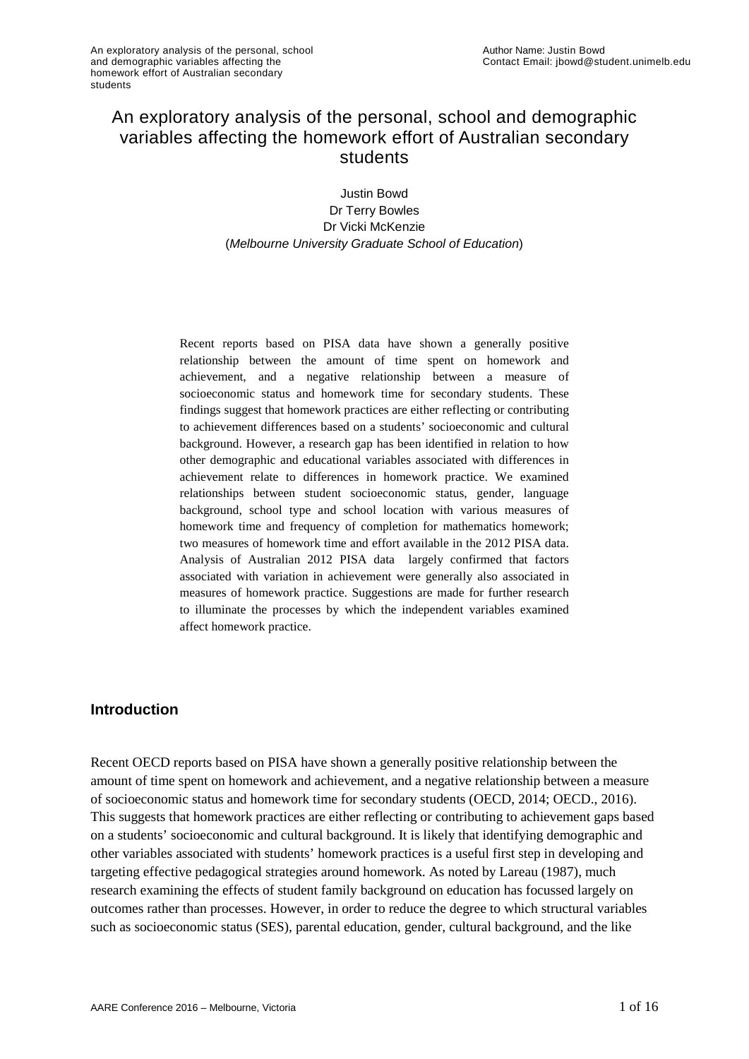# An exploratory analysis of the personal, school and demographic variables affecting the homework effort of Australian secondary students

Justin Bowd
Dr Terry Bowles
Dr Vicki McKenzie
(*Melbourne University Graduate School of Education*)

Recent reports based on PISA data have shown a generally positive relationship between the amount of time spent on homework and achievement, and a negative relationship between a measure of socioeconomic status and homework time for secondary students. These findings suggest that homework practices are either reflecting or contributing to achievement differences based on a students' socioeconomic and cultural background. However, a research gap has been identified in relation to how other demographic and educational variables associated with differences in achievement relate to differences in homework practice. We examined relationships between student socioeconomic status, gender, language background, school type and school location with various measures of homework time and frequency of completion for mathematics homework; two measures of homework time and effort available in the 2012 PISA data. Analysis of Australian 2012 PISA data largely confirmed that factors associated with variation in achievement were generally also associated in measures of homework practice. Suggestions are made for further research to illuminate the processes by which the independent variables examined affect homework practice.

## Introduction

Recent OECD reports based on PISA have shown a generally positive relationship between the amount of time spent on homework and achievement, and a negative relationship between a measure of socioeconomic status and homework time for secondary students (OECD, 2014; OECD., 2016). This suggests that homework practices are either reflecting or contributing to achievement gaps based on a students' socioeconomic and cultural background. It is likely that identifying demographic and other variables associated with students' homework practices is a useful first step in developing and targeting effective pedagogical strategies around homework. As noted by Lareau (1987), much research examining the effects of student family background on education has focussed largely on outcomes rather than processes. However, in order to reduce the degree to which structural variables such as socioeconomic status (SES), parental education, gender, cultural background, and the like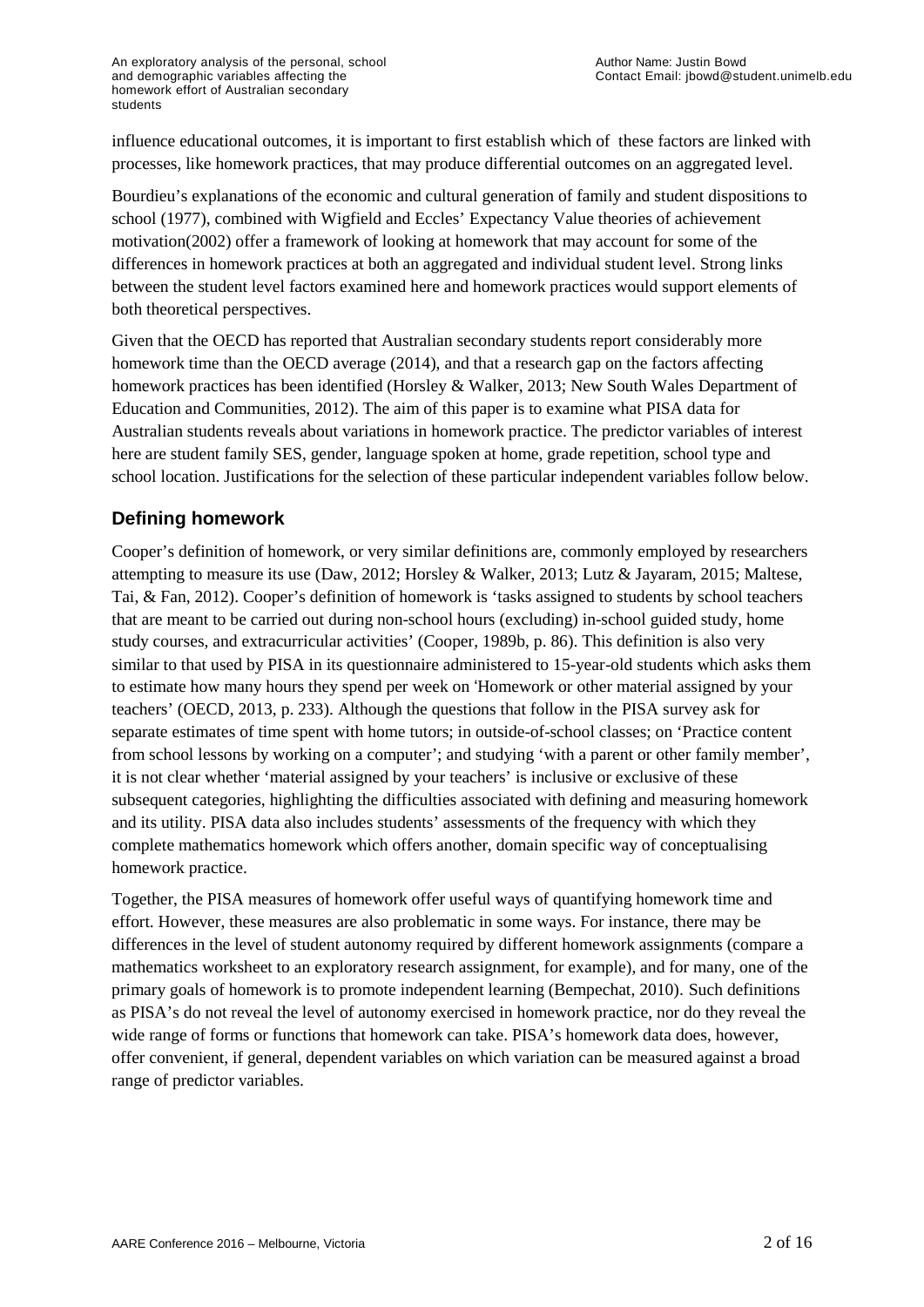influence educational outcomes, it is important to first establish which of these factors are linked with processes, like homework practices, that may produce differential outcomes on an aggregated level.

Bourdieu's explanations of the economic and cultural generation of family and student dispositions to school (1977), combined with Wigfield and Eccles' Expectancy Value theories of achievement motivation(2002) offer a framework of looking at homework that may account for some of the differences in homework practices at both an aggregated and individual student level. Strong links between the student level factors examined here and homework practices would support elements of both theoretical perspectives.

Given that the OECD has reported that Australian secondary students report considerably more homework time than the OECD average (2014), and that a research gap on the factors affecting homework practices has been identified (Horsley & Walker, 2013; New South Wales Department of Education and Communities, 2012). The aim of this paper is to examine what PISA data for Australian students reveals about variations in homework practice. The predictor variables of interest here are student family SES, gender, language spoken at home, grade repetition, school type and school location. Justifications for the selection of these particular independent variables follow below.

## Defining homework

Cooper's definition of homework, or very similar definitions are, commonly employed by researchers attempting to measure its use (Daw, 2012; Horsley & Walker, 2013; Lutz & Jayaram, 2015; Maltese, Tai, & Fan, 2012). Cooper's definition of homework is 'tasks assigned to students by school teachers that are meant to be carried out during non-school hours (excluding) in-school guided study, home study courses, and extracurricular activities' (Cooper, 1989b, p. 86). This definition is also very similar to that used by PISA in its questionnaire administered to 15-year-old students which asks them to estimate how many hours they spend per week on 'Homework or other material assigned by your teachers' (OECD, 2013, p. 233). Although the questions that follow in the PISA survey ask for separate estimates of time spent with home tutors; in outside-of-school classes; on 'Practice content from school lessons by working on a computer'; and studying 'with a parent or other family member', it is not clear whether 'material assigned by your teachers' is inclusive or exclusive of these subsequent categories, highlighting the difficulties associated with defining and measuring homework and its utility. PISA data also includes students' assessments of the frequency with which they complete mathematics homework which offers another, domain specific way of conceptualising homework practice.

Together, the PISA measures of homework offer useful ways of quantifying homework time and effort. However, these measures are also problematic in some ways. For instance, there may be differences in the level of student autonomy required by different homework assignments (compare a mathematics worksheet to an exploratory research assignment, for example), and for many, one of the primary goals of homework is to promote independent learning (Bempechat, 2010). Such definitions as PISA's do not reveal the level of autonomy exercised in homework practice, nor do they reveal the wide range of forms or functions that homework can take. PISA's homework data does, however, offer convenient, if general, dependent variables on which variation can be measured against a broad range of predictor variables.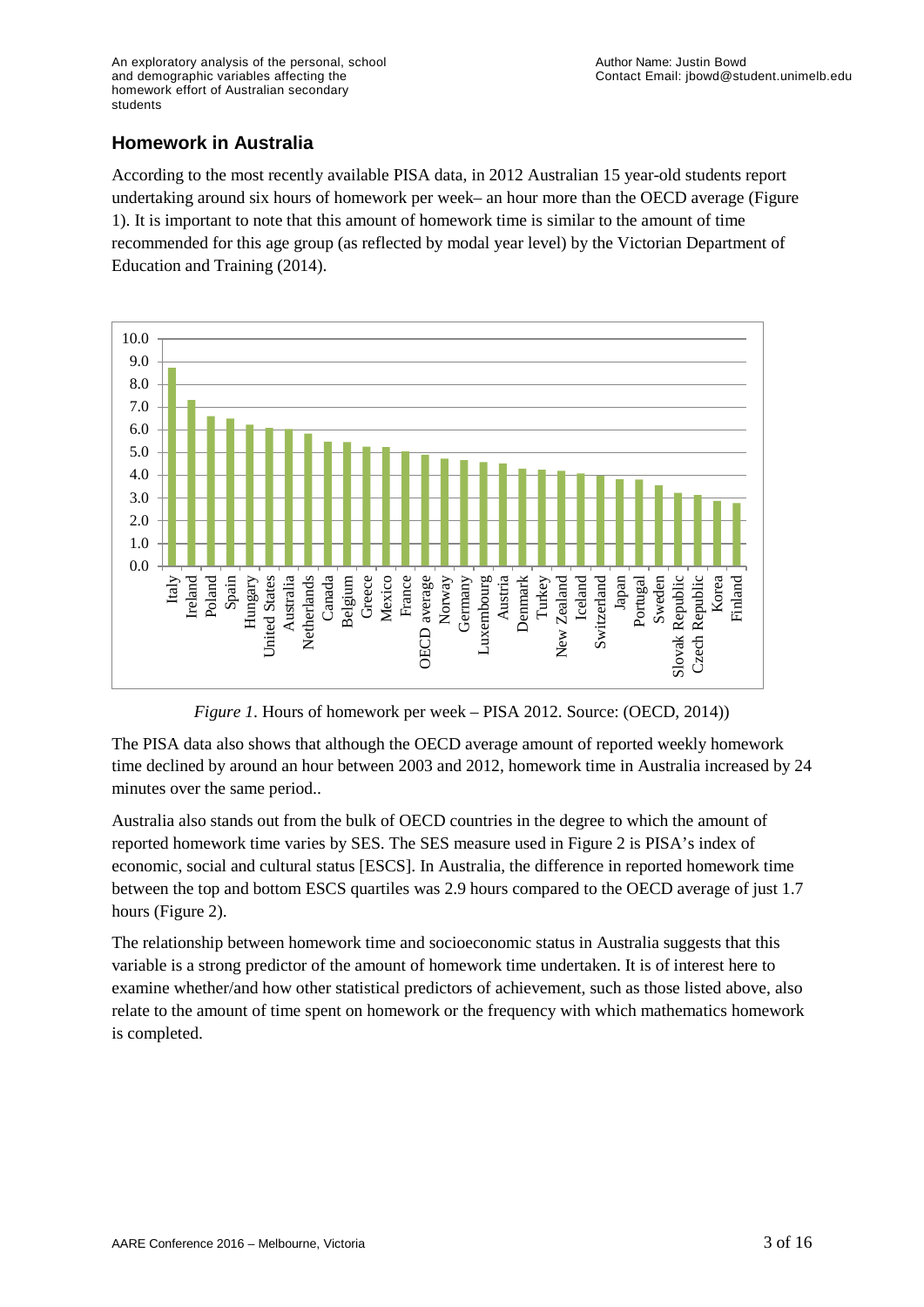## Homework in Australia

According to the most recently available PISA data, in 2012 Australian 15 year-old students report undertaking around six hours of homework per week– an hour more than the OECD average (Figure 1). It is important to note that this amount of homework time is similar to the amount of time recommended for this age group (as reflected by modal year level) by the Victorian Department of Education and Training (2014).

*Figure 1*. Hours of homework per week – PISA 2012. Source: (OECD, 2014))

The PISA data also shows that although the OECD average amount of reported weekly homework time declined by around an hour between 2003 and 2012, homework time in Australia increased by 24 minutes over the same period..

Australia also stands out from the bulk of OECD countries in the degree to which the amount of reported homework time varies by SES. The SES measure used in Figure 2 is PISA's index of economic, social and cultural status [ESCS]. In Australia, the difference in reported homework time between the top and bottom ESCS quartiles was 2.9 hours compared to the OECD average of just 1.7 hours (Figure 2).

The relationship between homework time and socioeconomic status in Australia suggests that this variable is a strong predictor of the amount of homework time undertaken. It is of interest here to examine whether/and how other statistical predictors of achievement, such as those listed above, also relate to the amount of time spent on homework or the frequency with which mathematics homework is completed.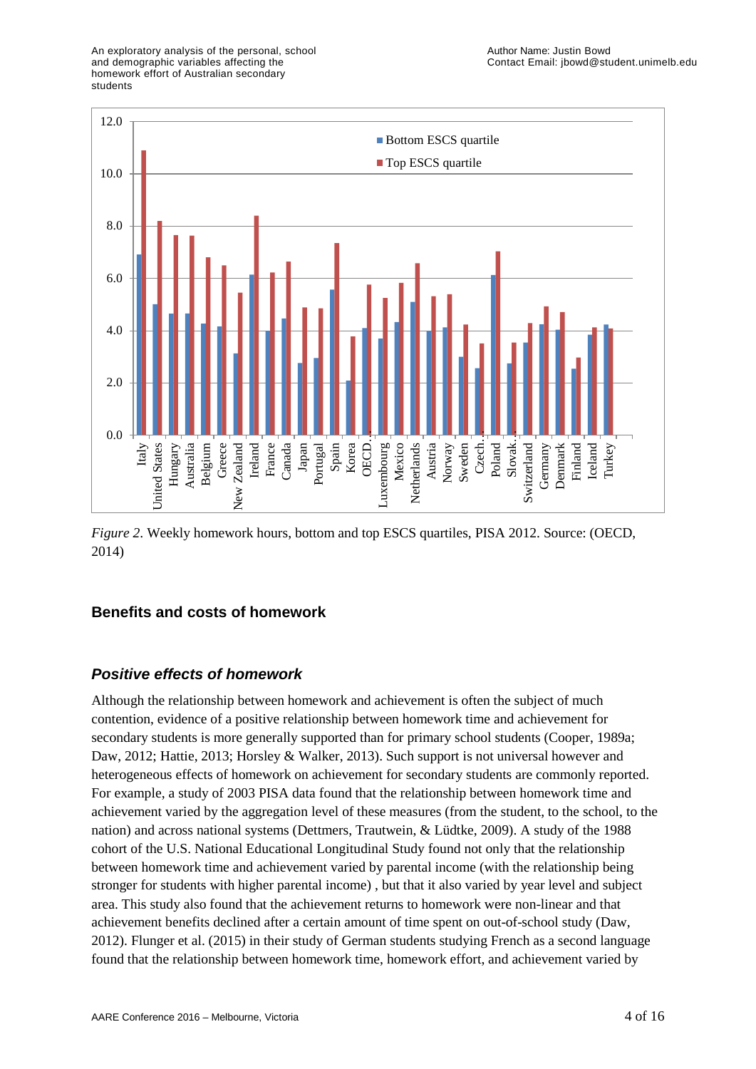*Figure 2.* Weekly homework hours, bottom and top ESCS quartiles, PISA 2012. Source: (OECD, 2014)

## Benefits and costs of homework

### *Positive effects of homework*

Although the relationship between homework and achievement is often the subject of much contention, evidence of a positive relationship between homework time and achievement for secondary students is more generally supported than for primary school students (Cooper, 1989a; Daw, 2012; Hattie, 2013; Horsley & Walker, 2013). Such support is not universal however and heterogeneous effects of homework on achievement for secondary students are commonly reported. For example, a study of 2003 PISA data found that the relationship between homework time and achievement varied by the aggregation level of these measures (from the student, to the school, to the nation) and across national systems (Dettmers, Trautwein, & Lüdtke, 2009). A study of the 1988 cohort of the U.S. National Educational Longitudinal Study found not only that the relationship between homework time and achievement varied by parental income (with the relationship being stronger for students with higher parental income) , but that it also varied by year level and subject area. This study also found that the achievement returns to homework were non-linear and that achievement benefits declined after a certain amount of time spent on out-of-school study (Daw, 2012). Flunger et al. (2015) in their study of German students studying French as a second language found that the relationship between homework time, homework effort, and achievement varied by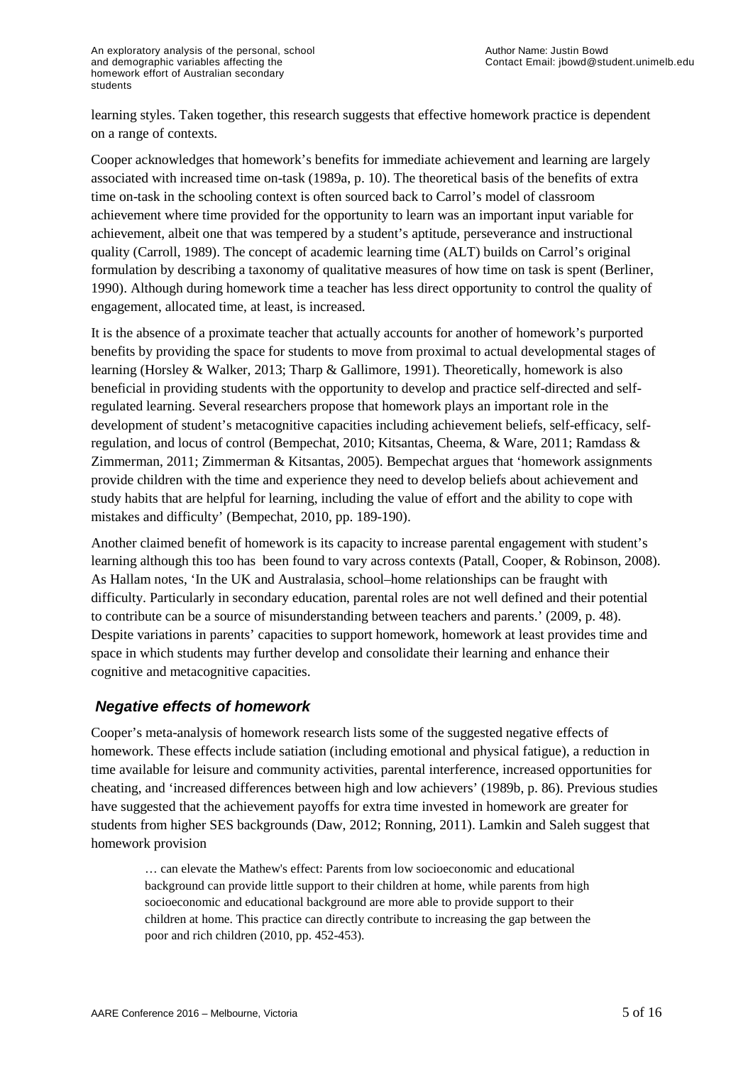learning styles. Taken together, this research suggests that effective homework practice is dependent on a range of contexts.

Cooper acknowledges that homework's benefits for immediate achievement and learning are largely associated with increased time on-task (1989a, p. 10). The theoretical basis of the benefits of extra time on-task in the schooling context is often sourced back to Carrol's model of classroom achievement where time provided for the opportunity to learn was an important input variable for achievement, albeit one that was tempered by a student's aptitude, perseverance and instructional quality (Carroll, 1989). The concept of academic learning time (ALT) builds on Carrol's original formulation by describing a taxonomy of qualitative measures of how time on task is spent (Berliner, 1990). Although during homework time a teacher has less direct opportunity to control the quality of engagement, allocated time, at least, is increased.

It is the absence of a proximate teacher that actually accounts for another of homework's purported benefits by providing the space for students to move from proximal to actual developmental stages of learning (Horsley & Walker, 2013; Tharp & Gallimore, 1991). Theoretically, homework is also beneficial in providing students with the opportunity to develop and practice self-directed and self-regulated learning. Several researchers propose that homework plays an important role in the development of student's metacognitive capacities including achievement beliefs, self-efficacy, self-regulation, and locus of control (Bempechat, 2010; Kitsantas, Cheema, & Ware, 2011; Ramdass & Zimmerman, 2011; Zimmerman & Kitsantas, 2005). Bempechat argues that 'homework assignments provide children with the time and experience they need to develop beliefs about achievement and study habits that are helpful for learning, including the value of effort and the ability to cope with mistakes and difficulty' (Bempechat, 2010, pp. 189-190).

Another claimed benefit of homework is its capacity to increase parental engagement with student's learning although this too has been found to vary across contexts (Patall, Cooper, & Robinson, 2008). As Hallam notes, 'In the UK and Australasia, school–home relationships can be fraught with difficulty. Particularly in secondary education, parental roles are not well defined and their potential to contribute can be a source of misunderstanding between teachers and parents.' (2009, p. 48). Despite variations in parents' capacities to support homework, homework at least provides time and space in which students may further develop and consolidate their learning and enhance their cognitive and metacognitive capacities.

## *Negative effects of homework*

Cooper's meta-analysis of homework research lists some of the suggested negative effects of homework. These effects include satiation (including emotional and physical fatigue), a reduction in time available for leisure and community activities, parental interference, increased opportunities for cheating, and 'increased differences between high and low achievers' (1989b, p. 86). Previous studies have suggested that the achievement payoffs for extra time invested in homework are greater for students from higher SES backgrounds (Daw, 2012; Ronning, 2011). Lamkin and Saleh suggest that homework provision

> … can elevate the Mathew's effect: Parents from low socioeconomic and educational background can provide little support to their children at home, while parents from high socioeconomic and educational background are more able to provide support to their children at home. This practice can directly contribute to increasing the gap between the poor and rich children (2010, pp. 452-453).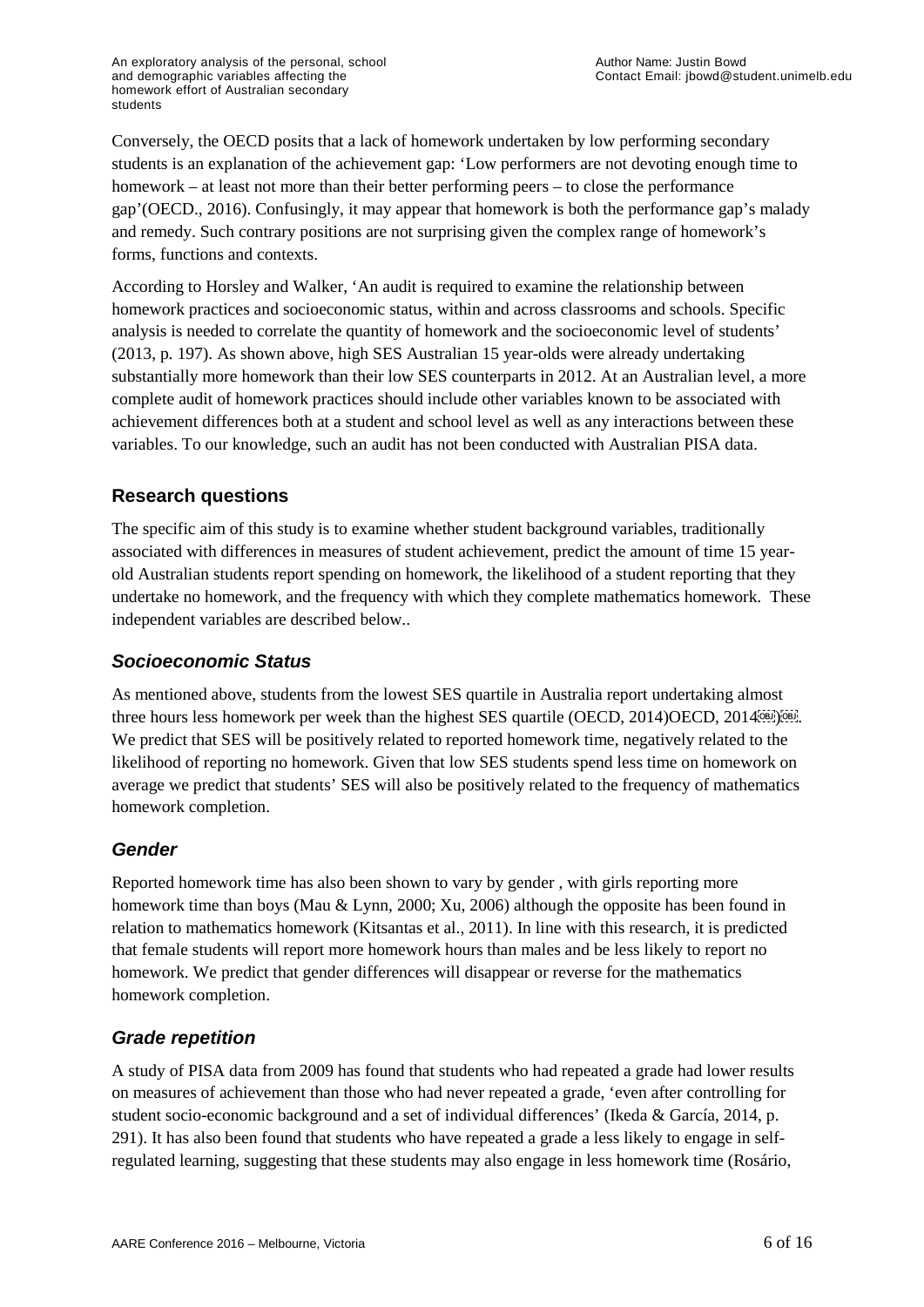Conversely, the OECD posits that a lack of homework undertaken by low performing secondary students is an explanation of the achievement gap: 'Low performers are not devoting enough time to homework – at least not more than their better performing peers – to close the performance gap'(OECD., 2016). Confusingly, it may appear that homework is both the performance gap's malady and remedy. Such contrary positions are not surprising given the complex range of homework's forms, functions and contexts.

According to Horsley and Walker, 'An audit is required to examine the relationship between homework practices and socioeconomic status, within and across classrooms and schools. Specific analysis is needed to correlate the quantity of homework and the socioeconomic level of students' (2013, p. 197). As shown above, high SES Australian 15 year-olds were already undertaking substantially more homework than their low SES counterparts in 2012. At an Australian level, a more complete audit of homework practices should include other variables known to be associated with achievement differences both at a student and school level as well as any interactions between these variables. To our knowledge, such an audit has not been conducted with Australian PISA data.

## Research questions

The specific aim of this study is to examine whether student background variables, traditionally associated with differences in measures of student achievement, predict the amount of time 15 year-old Australian students report spending on homework, the likelihood of a student reporting that they undertake no homework, and the frequency with which they complete mathematics homework. These independent variables are described below..

### *Socioeconomic Status*

As mentioned above, students from the lowest SES quartile in Australia report undertaking almost three hours less homework per week than the highest SES quartile (OECD, 2014)OECD, 2014). We predict that SES will be positively related to reported homework time, negatively related to the likelihood of reporting no homework. Given that low SES students spend less time on homework on average we predict that students' SES will also be positively related to the frequency of mathematics homework completion.

### *Gender*

Reported homework time has also been shown to vary by gender , with girls reporting more homework time than boys (Mau & Lynn, 2000; Xu, 2006) although the opposite has been found in relation to mathematics homework (Kitsantas et al., 2011). In line with this research, it is predicted that female students will report more homework hours than males and be less likely to report no homework. We predict that gender differences will disappear or reverse for the mathematics homework completion.

### *Grade repetition*

A study of PISA data from 2009 has found that students who had repeated a grade had lower results on measures of achievement than those who had never repeated a grade, 'even after controlling for student socio-economic background and a set of individual differences' (Ikeda & García, 2014, p. 291). It has also been found that students who have repeated a grade a less likely to engage in self-regulated learning, suggesting that these students may also engage in less homework time (Rosário,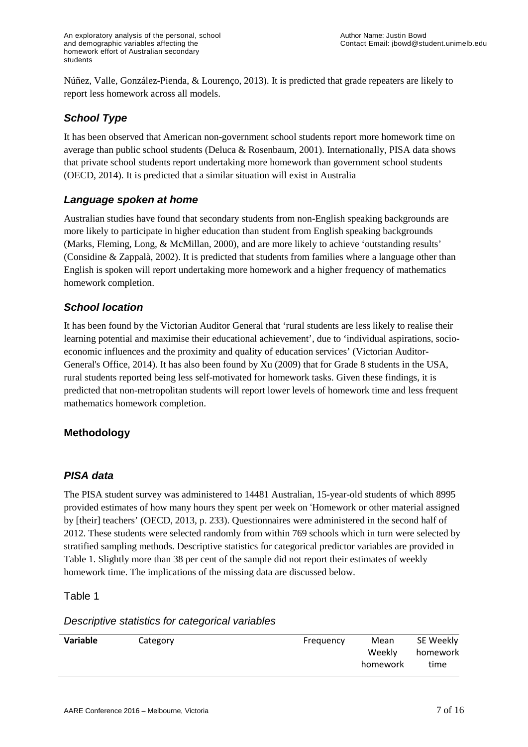Núñez, Valle, González-Pienda, & Lourenço, 2013). It is predicted that grade repeaters are likely to report less homework across all models.

### *School Type*

It has been observed that American non-government school students report more homework time on average than public school students (Deluca & Rosenbaum, 2001). Internationally, PISA data shows that private school students report undertaking more homework than government school students (OECD, 2014). It is predicted that a similar situation will exist in Australia

### *Language spoken at home*

Australian studies have found that secondary students from non-English speaking backgrounds are more likely to participate in higher education than student from English speaking backgrounds (Marks, Fleming, Long, & McMillan, 2000), and are more likely to achieve 'outstanding results' (Considine & Zappalà, 2002). It is predicted that students from families where a language other than English is spoken will report undertaking more homework and a higher frequency of mathematics homework completion.

### *School location*

It has been found by the Victorian Auditor General that 'rural students are less likely to realise their learning potential and maximise their educational achievement', due to 'individual aspirations, socio-economic influences and the proximity and quality of education services' (Victorian Auditor-General's Office, 2014). It has also been found by Xu (2009) that for Grade 8 students in the USA, rural students reported being less self-motivated for homework tasks. Given these findings, it is predicted that non-metropolitan students will report lower levels of homework time and less frequent mathematics homework completion.

## Methodology

### *PISA data*

The PISA student survey was administered to 14481 Australian, 15-year-old students of which 8995 provided estimates of how many hours they spent per week on 'Homework or other material assigned by [their] teachers' (OECD, 2013, p. 233). Questionnaires were administered in the second half of 2012. These students were selected randomly from within 769 schools which in turn were selected by stratified sampling methods. Descriptive statistics for categorical predictor variables are provided in Table 1. Slightly more than 38 per cent of the sample did not report their estimates of weekly homework time. The implications of the missing data are discussed below.

Table 1

*Descriptive statistics for categorical variables*

| **Variable** | Category | Frequency | Mean Weekly homework | SE Weekly homework time |
|---|---|---|---|---|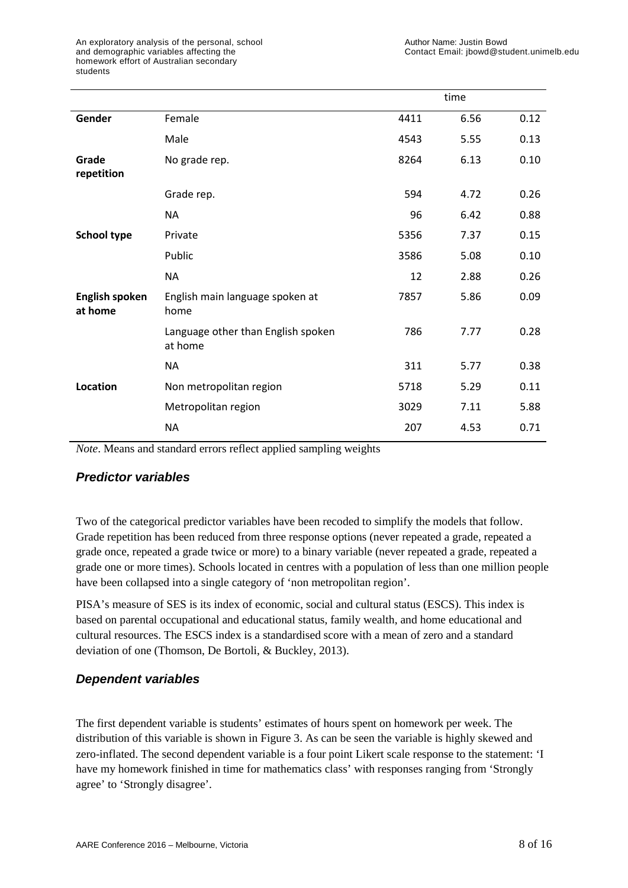|  |  |  | time |  |
|---|---|---|---|---|
| **Gender** | Female | 4411 | 6.56 | 0.12 |
|  | Male | 4543 | 5.55 | 0.13 |
| **Grade repetition** | No grade rep. | 8264 | 6.13 | 0.10 |
|  | Grade rep. | 594 | 4.72 | 0.26 |
|  | NA | 96 | 6.42 | 0.88 |
| **School type** | Private | 5356 | 7.37 | 0.15 |
|  | Public | 3586 | 5.08 | 0.10 |
|  | NA | 12 | 2.88 | 0.26 |
| **English spoken at home** | English main language spoken at home | 7857 | 5.86 | 0.09 |
|  | Language other than English spoken at home | 786 | 7.77 | 0.28 |
|  | NA | 311 | 5.77 | 0.38 |
| **Location** | Non metropolitan region | 5718 | 5.29 | 0.11 |
|  | Metropolitan region | 3029 | 7.11 | 5.88 |
|  | NA | 207 | 4.53 | 0.71 |

*Note*. Means and standard errors reflect applied sampling weights

### *Predictor variables*

Two of the categorical predictor variables have been recoded to simplify the models that follow. Grade repetition has been reduced from three response options (never repeated a grade, repeated a grade once, repeated a grade twice or more) to a binary variable (never repeated a grade, repeated a grade one or more times). Schools located in centres with a population of less than one million people have been collapsed into a single category of 'non metropolitan region'.

PISA's measure of SES is its index of economic, social and cultural status (ESCS). This index is based on parental occupational and educational status, family wealth, and home educational and cultural resources. The ESCS index is a standardised score with a mean of zero and a standard deviation of one (Thomson, De Bortoli, & Buckley, 2013).

### *Dependent variables*

The first dependent variable is students' estimates of hours spent on homework per week. The distribution of this variable is shown in Figure 3. As can be seen the variable is highly skewed and zero-inflated. The second dependent variable is a four point Likert scale response to the statement: 'I have my homework finished in time for mathematics class' with responses ranging from 'Strongly agree' to 'Strongly disagree'.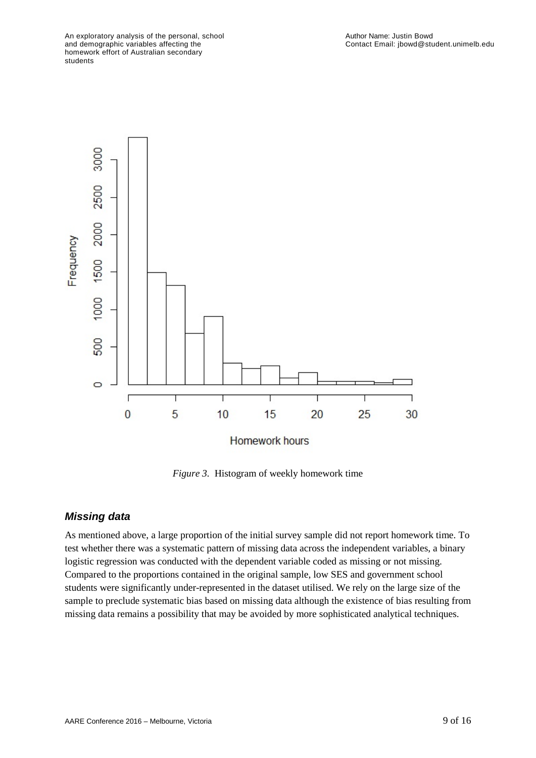*Figure 3.* Histogram of weekly homework time

### *Missing data*

As mentioned above, a large proportion of the initial survey sample did not report homework time. To test whether there was a systematic pattern of missing data across the independent variables, a binary logistic regression was conducted with the dependent variable coded as missing or not missing. Compared to the proportions contained in the original sample, low SES and government school students were significantly under-represented in the dataset utilised. We rely on the large size of the sample to preclude systematic bias based on missing data although the existence of bias resulting from missing data remains a possibility that may be avoided by more sophisticated analytical techniques.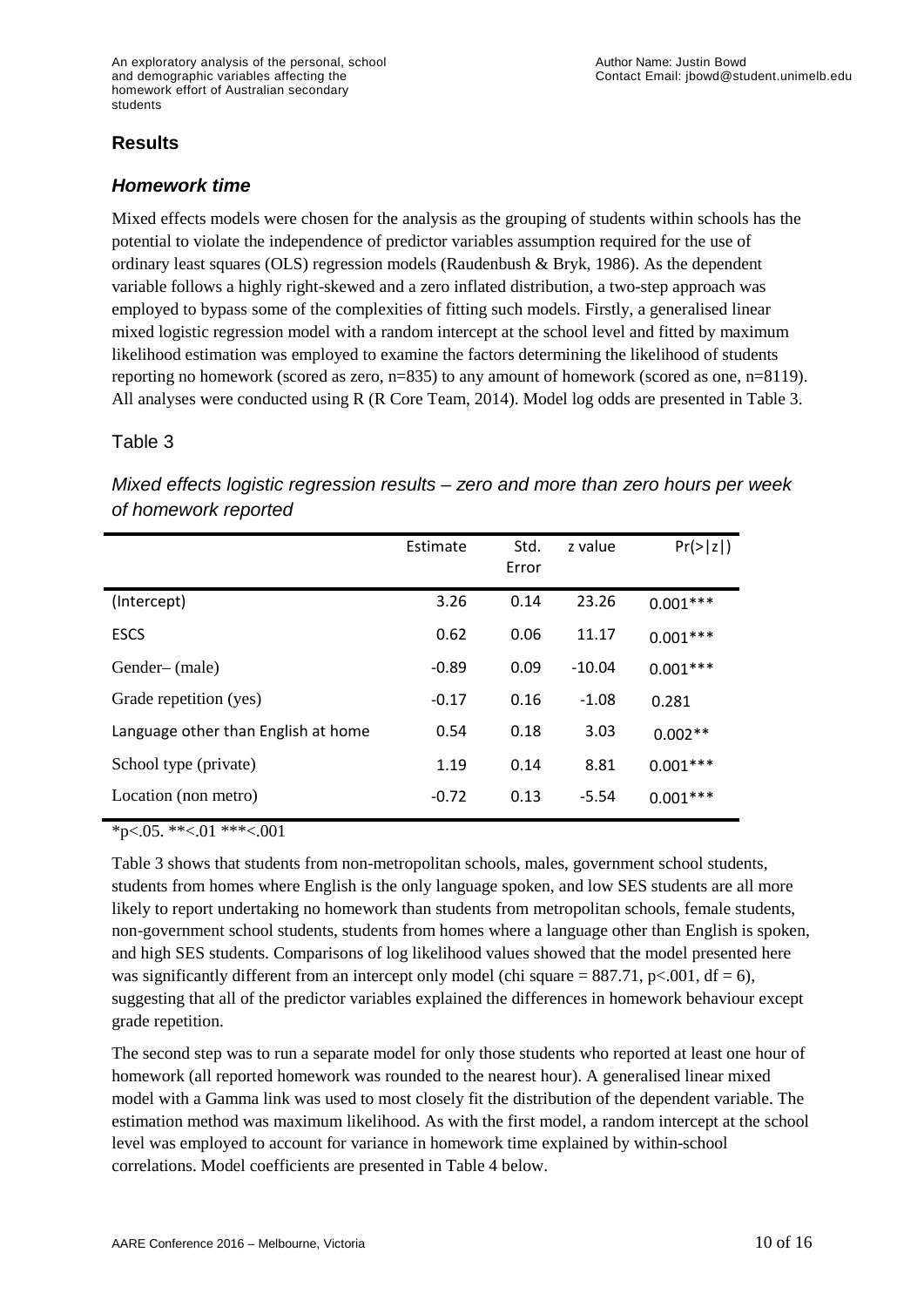## Results

### *Homework time*

Mixed effects models were chosen for the analysis as the grouping of students within schools has the potential to violate the independence of predictor variables assumption required for the use of ordinary least squares (OLS) regression models (Raudenbush & Bryk, 1986). As the dependent variable follows a highly right-skewed and a zero inflated distribution, a two-step approach was employed to bypass some of the complexities of fitting such models. Firstly, a generalised linear mixed logistic regression model with a random intercept at the school level and fitted by maximum likelihood estimation was employed to examine the factors determining the likelihood of students reporting no homework (scored as zero, n=835) to any amount of homework (scored as one, n=8119). All analyses were conducted using R (R Core Team, 2014). Model log odds are presented in Table 3.

Table 3

*Mixed effects logistic regression results – zero and more than zero hours per week of homework reported*

| | Estimate | Std. Error | z value | Pr(>\|z\|) |
|---|---|---|---|---|
| (Intercept) | 3.26 | 0.14 | 23.26 | 0.001*** |
| ESCS | 0.62 | 0.06 | 11.17 | 0.001*** |
| Gender– (male) | -0.89 | 0.09 | -10.04 | 0.001*** |
| Grade repetition (yes) | -0.17 | 0.16 | -1.08 | 0.281 |
| Language other than English at home | 0.54 | 0.18 | 3.03 | 0.002** |
| School type (private) | 1.19 | 0.14 | 8.81 | 0.001*** |
| Location (non metro) | -0.72 | 0.13 | -5.54 | 0.001*** |

*p<.05. **<.01 ***<.001

Table 3 shows that students from non-metropolitan schools, males, government school students, students from homes where English is the only language spoken, and low SES students are all more likely to report undertaking no homework than students from metropolitan schools, female students, non-government school students, students from homes where a language other than English is spoken, and high SES students. Comparisons of log likelihood values showed that the model presented here was significantly different from an intercept only model (chi square = 887.71, $p<.001$, df = 6), suggesting that all of the predictor variables explained the differences in homework behaviour except grade repetition.

The second step was to run a separate model for only those students who reported at least one hour of homework (all reported homework was rounded to the nearest hour). A generalised linear mixed model with a Gamma link was used to most closely fit the distribution of the dependent variable. The estimation method was maximum likelihood. As with the first model, a random intercept at the school level was employed to account for variance in homework time explained by within-school correlations. Model coefficients are presented in Table 4 below.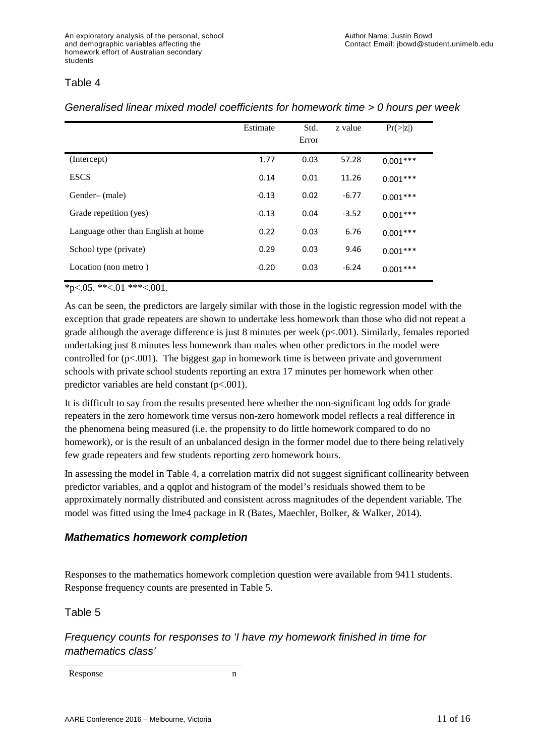Table 4

*Generalised linear mixed model coefficients for homework time > 0 hours per week*

| | Estimate | Std. Error | z value | Pr(>\|z\|) |
|---|---|---|---|---|
| (Intercept) | 1.77 | 0.03 | 57.28 | 0.001*** |
| ESCS | 0.14 | 0.01 | 11.26 | 0.001*** |
| Gender– (male) | -0.13 | 0.02 | -6.77 | 0.001*** |
| Grade repetition (yes) | -0.13 | 0.04 | -3.52 | 0.001*** |
| Language other than English at home | 0.22 | 0.03 | 6.76 | 0.001*** |
| School type (private) | 0.29 | 0.03 | 9.46 | 0.001*** |
| Location (non metro ) | -0.20 | 0.03 | -6.24 | 0.001*** |

*p<.05. **<.01 ***<.001.

As can be seen, the predictors are largely similar with those in the logistic regression model with the exception that grade repeaters are shown to undertake less homework than those who did not repeat a grade although the average difference is just 8 minutes per week (p<.001). Similarly, females reported undertaking just 8 minutes less homework than males when other predictors in the model were controlled for (p<.001). The biggest gap in homework time is between private and government schools with private school students reporting an extra 17 minutes per homework when other predictor variables are held constant (p<.001).

It is difficult to say from the results presented here whether the non-significant log odds for grade repeaters in the zero homework time versus non-zero homework model reflects a real difference in the phenomena being measured (i.e. the propensity to do little homework compared to do no homework), or is the result of an unbalanced design in the former model due to there being relatively few grade repeaters and few students reporting zero homework hours.

In assessing the model in Table 4, a correlation matrix did not suggest significant collinearity between predictor variables, and a qqplot and histogram of the model's residuals showed them to be approximately normally distributed and consistent across magnitudes of the dependent variable. The model was fitted using the lme4 package in R (Bates, Maechler, Bolker, & Walker, 2014).

## ***Mathematics homework completion***

Responses to the mathematics homework completion question were available from 9411 students. Response frequency counts are presented in Table 5.

Table 5

*Frequency counts for responses to 'I have my homework finished in time for mathematics class'*

| Response | n |
|---|---|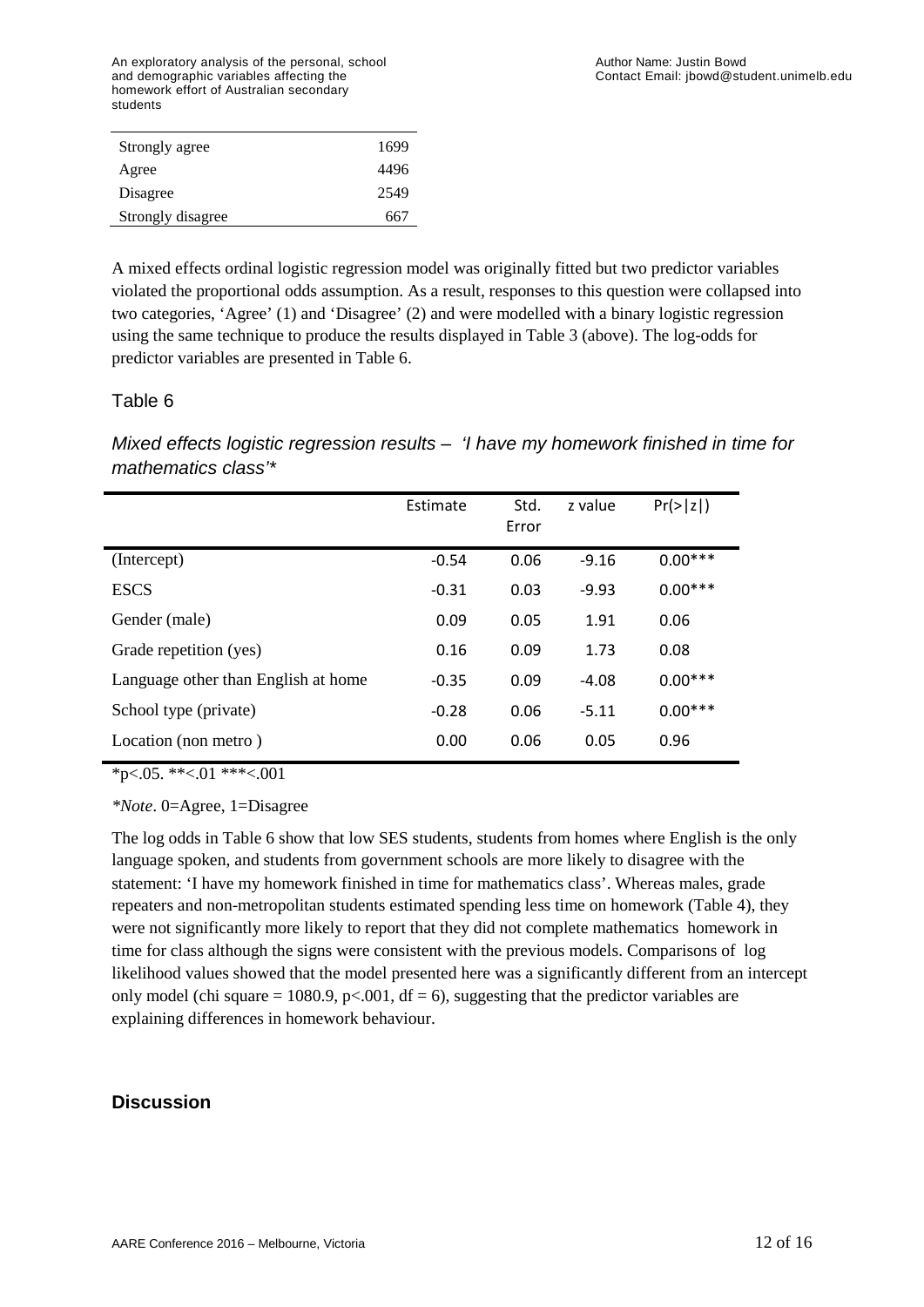| | |
|---|---|
| Strongly agree | 1699 |
| Agree | 4496 |
| Disagree | 2549 |
| Strongly disagree | 667 |

A mixed effects ordinal logistic regression model was originally fitted but two predictor variables violated the proportional odds assumption. As a result, responses to this question were collapsed into two categories, 'Agree' (1) and 'Disagree' (2) and were modelled with a binary logistic regression using the same technique to produce the results displayed in Table 3 (above). The log-odds for predictor variables are presented in Table 6.

## Table 6

*Mixed effects logistic regression results – 'I have my homework finished in time for mathematics class'\**

| | Estimate | Std. Error | z value | Pr(>\|z\|) |
|---|---|---|---|---|
| (Intercept) | -0.54 | 0.06 | -9.16 | 0.00*** |
| ESCS | -0.31 | 0.03 | -9.93 | 0.00*** |
| Gender (male) | 0.09 | 0.05 | 1.91 | 0.06 |
| Grade repetition (yes) | 0.16 | 0.09 | 1.73 | 0.08 |
| Language other than English at home | -0.35 | 0.09 | -4.08 | 0.00*** |
| School type (private) | -0.28 | 0.06 | -5.11 | 0.00*** |
| Location (non metro ) | 0.00 | 0.06 | 0.05 | 0.96 |

*p<.05. **<.01 ***<.001

*\*Note*. 0=Agree, 1=Disagree

The log odds in Table 6 show that low SES students, students from homes where English is the only language spoken, and students from government schools are more likely to disagree with the statement: 'I have my homework finished in time for mathematics class'. Whereas males, grade repeaters and non-metropolitan students estimated spending less time on homework (Table 4), they were not significantly more likely to report that they did not complete mathematics homework in time for class although the signs were consistent with the previous models. Comparisons of log likelihood values showed that the model presented here was a significantly different from an intercept only model (chi square = 1080.9, $p<.001$, df = 6), suggesting that the predictor variables are explaining differences in homework behaviour.

## Discussion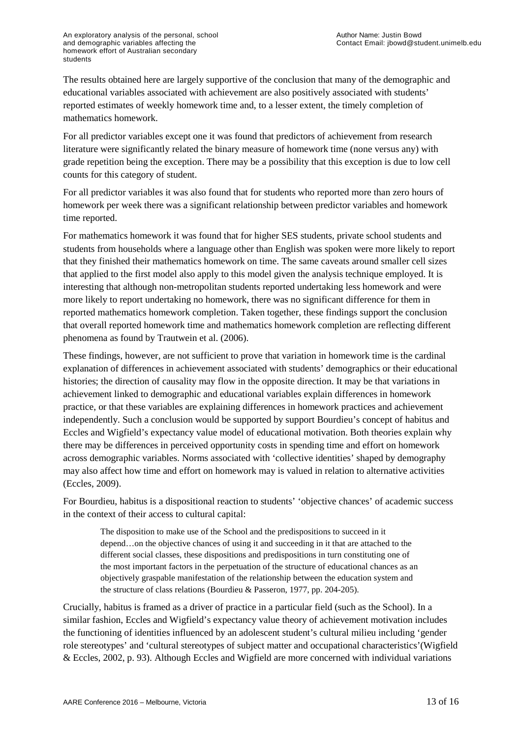The results obtained here are largely supportive of the conclusion that many of the demographic and educational variables associated with achievement are also positively associated with students' reported estimates of weekly homework time and, to a lesser extent, the timely completion of mathematics homework.

For all predictor variables except one it was found that predictors of achievement from research literature were significantly related the binary measure of homework time (none versus any) with grade repetition being the exception. There may be a possibility that this exception is due to low cell counts for this category of student.

For all predictor variables it was also found that for students who reported more than zero hours of homework per week there was a significant relationship between predictor variables and homework time reported.

For mathematics homework it was found that for higher SES students, private school students and students from households where a language other than English was spoken were more likely to report that they finished their mathematics homework on time. The same caveats around smaller cell sizes that applied to the first model also apply to this model given the analysis technique employed. It is interesting that although non-metropolitan students reported undertaking less homework and were more likely to report undertaking no homework, there was no significant difference for them in reported mathematics homework completion. Taken together, these findings support the conclusion that overall reported homework time and mathematics homework completion are reflecting different phenomena as found by Trautwein et al. (2006).

These findings, however, are not sufficient to prove that variation in homework time is the cardinal explanation of differences in achievement associated with students' demographics or their educational histories; the direction of causality may flow in the opposite direction. It may be that variations in achievement linked to demographic and educational variables explain differences in homework practice, or that these variables are explaining differences in homework practices and achievement independently. Such a conclusion would be supported by support Bourdieu's concept of habitus and Eccles and Wigfield's expectancy value model of educational motivation. Both theories explain why there may be differences in perceived opportunity costs in spending time and effort on homework across demographic variables. Norms associated with 'collective identities' shaped by demography may also affect how time and effort on homework may is valued in relation to alternative activities (Eccles, 2009).

For Bourdieu, habitus is a dispositional reaction to students' 'objective chances' of academic success in the context of their access to cultural capital:

> The disposition to make use of the School and the predispositions to succeed in it depend…on the objective chances of using it and succeeding in it that are attached to the different social classes, these dispositions and predispositions in turn constituting one of the most important factors in the perpetuation of the structure of educational chances as an objectively graspable manifestation of the relationship between the education system and the structure of class relations (Bourdieu & Passeron, 1977, pp. 204-205).

Crucially, habitus is framed as a driver of practice in a particular field (such as the School). In a similar fashion, Eccles and Wigfield's expectancy value theory of achievement motivation includes the functioning of identities influenced by an adolescent student's cultural milieu including 'gender role stereotypes' and 'cultural stereotypes of subject matter and occupational characteristics'(Wigfield & Eccles, 2002, p. 93). Although Eccles and Wigfield are more concerned with individual variations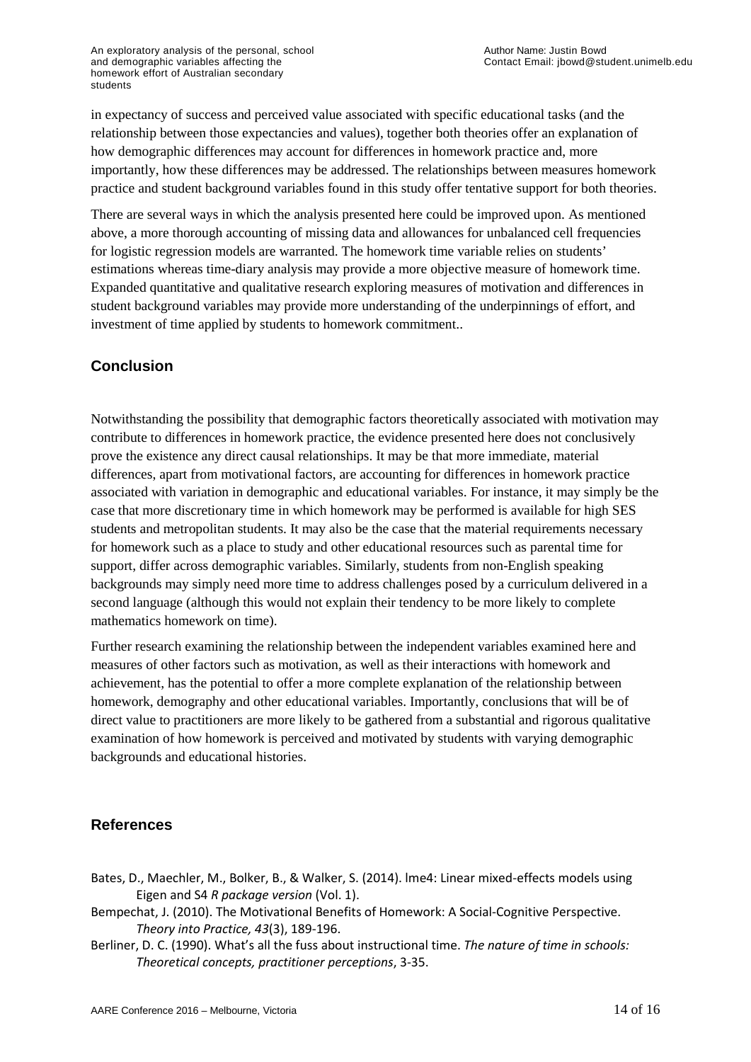in expectancy of success and perceived value associated with specific educational tasks (and the relationship between those expectancies and values), together both theories offer an explanation of how demographic differences may account for differences in homework practice and, more importantly, how these differences may be addressed. The relationships between measures homework practice and student background variables found in this study offer tentative support for both theories.

There are several ways in which the analysis presented here could be improved upon. As mentioned above, a more thorough accounting of missing data and allowances for unbalanced cell frequencies for logistic regression models are warranted. The homework time variable relies on students' estimations whereas time-diary analysis may provide a more objective measure of homework time. Expanded quantitative and qualitative research exploring measures of motivation and differences in student background variables may provide more understanding of the underpinnings of effort, and investment of time applied by students to homework commitment..

## Conclusion

Notwithstanding the possibility that demographic factors theoretically associated with motivation may contribute to differences in homework practice, the evidence presented here does not conclusively prove the existence any direct causal relationships. It may be that more immediate, material differences, apart from motivational factors, are accounting for differences in homework practice associated with variation in demographic and educational variables. For instance, it may simply be the case that more discretionary time in which homework may be performed is available for high SES students and metropolitan students. It may also be the case that the material requirements necessary for homework such as a place to study and other educational resources such as parental time for support, differ across demographic variables. Similarly, students from non-English speaking backgrounds may simply need more time to address challenges posed by a curriculum delivered in a second language (although this would not explain their tendency to be more likely to complete mathematics homework on time).

Further research examining the relationship between the independent variables examined here and measures of other factors such as motivation, as well as their interactions with homework and achievement, has the potential to offer a more complete explanation of the relationship between homework, demography and other educational variables. Importantly, conclusions that will be of direct value to practitioners are more likely to be gathered from a substantial and rigorous qualitative examination of how homework is perceived and motivated by students with varying demographic backgrounds and educational histories.

## References

Bates, D., Maechler, M., Bolker, B., & Walker, S. (2014). lme4: Linear mixed-effects models using Eigen and S4 *R package version* (Vol. 1).

Bempechat, J. (2010). The Motivational Benefits of Homework: A Social-Cognitive Perspective. *Theory into Practice, 43*(3), 189-196.

Berliner, D. C. (1990). What's all the fuss about instructional time. *The nature of time in schools: Theoretical concepts, practitioner perceptions*, 3-35.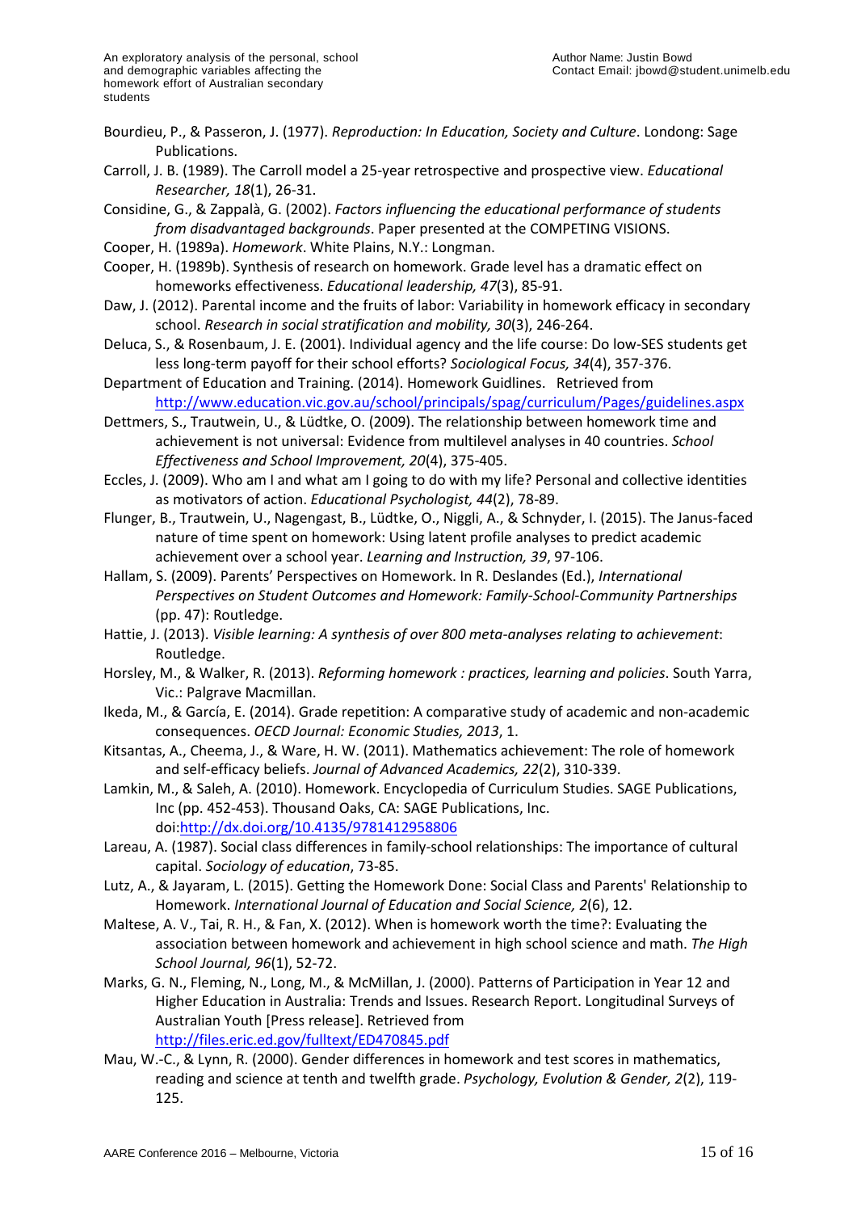Bourdieu, P., & Passeron, J. (1977). *Reproduction: In Education, Society and Culture*. Londong: Sage Publications.

Carroll, J. B. (1989). The Carroll model a 25-year retrospective and prospective view. *Educational Researcher, 18*(1), 26-31.

Considine, G., & Zappalà, G. (2002). *Factors influencing the educational performance of students from disadvantaged backgrounds*. Paper presented at the COMPETING VISIONS.

Cooper, H. (1989a). *Homework*. White Plains, N.Y.: Longman.

Cooper, H. (1989b). Synthesis of research on homework. Grade level has a dramatic effect on homeworks effectiveness. *Educational leadership, 47*(3), 85-91.

Daw, J. (2012). Parental income and the fruits of labor: Variability in homework efficacy in secondary school. *Research in social stratification and mobility, 30*(3), 246-264.

Deluca, S., & Rosenbaum, J. E. (2001). Individual agency and the life course: Do low-SES students get less long-term payoff for their school efforts? *Sociological Focus, 34*(4), 357-376.

Department of Education and Training. (2014). Homework Guidlines. Retrieved from http://www.education.vic.gov.au/school/principals/spag/curriculum/Pages/guidelines.aspx

Dettmers, S., Trautwein, U., & Lüdtke, O. (2009). The relationship between homework time and achievement is not universal: Evidence from multilevel analyses in 40 countries. *School Effectiveness and School Improvement, 20*(4), 375-405.

Eccles, J. (2009). Who am I and what am I going to do with my life? Personal and collective identities as motivators of action. *Educational Psychologist, 44*(2), 78-89.

Flunger, B., Trautwein, U., Nagengast, B., Lüdtke, O., Niggli, A., & Schnyder, I. (2015). The Janus-faced nature of time spent on homework: Using latent profile analyses to predict academic achievement over a school year. *Learning and Instruction, 39*, 97-106.

Hallam, S. (2009). Parents' Perspectives on Homework. In R. Deslandes (Ed.), *International Perspectives on Student Outcomes and Homework: Family-School-Community Partnerships* (pp. 47): Routledge.

Hattie, J. (2013). *Visible learning: A synthesis of over 800 meta-analyses relating to achievement*: Routledge.

Horsley, M., & Walker, R. (2013). *Reforming homework : practices, learning and policies*. South Yarra, Vic.: Palgrave Macmillan.

Ikeda, M., & García, E. (2014). Grade repetition: A comparative study of academic and non-academic consequences. *OECD Journal: Economic Studies, 2013*, 1.

Kitsantas, A., Cheema, J., & Ware, H. W. (2011). Mathematics achievement: The role of homework and self-efficacy beliefs. *Journal of Advanced Academics, 22*(2), 310-339.

Lamkin, M., & Saleh, A. (2010). Homework. Encyclopedia of Curriculum Studies. SAGE Publications, Inc (pp. 452-453). Thousand Oaks, CA: SAGE Publications, Inc. doi:http://dx.doi.org/10.4135/9781412958806

Lareau, A. (1987). Social class differences in family-school relationships: The importance of cultural capital. *Sociology of education*, 73-85.

Lutz, A., & Jayaram, L. (2015). Getting the Homework Done: Social Class and Parents' Relationship to Homework. *International Journal of Education and Social Science, 2*(6), 12.

Maltese, A. V., Tai, R. H., & Fan, X. (2012). When is homework worth the time?: Evaluating the association between homework and achievement in high school science and math. *The High School Journal, 96*(1), 52-72.

Marks, G. N., Fleming, N., Long, M., & McMillan, J. (2000). Patterns of Participation in Year 12 and Higher Education in Australia: Trends and Issues. Research Report. Longitudinal Surveys of Australian Youth [Press release]. Retrieved from http://files.eric.ed.gov/fulltext/ED470845.pdf

Mau, W.-C., & Lynn, R. (2000). Gender differences in homework and test scores in mathematics, reading and science at tenth and twelfth grade. *Psychology, Evolution & Gender, 2*(2), 119-125.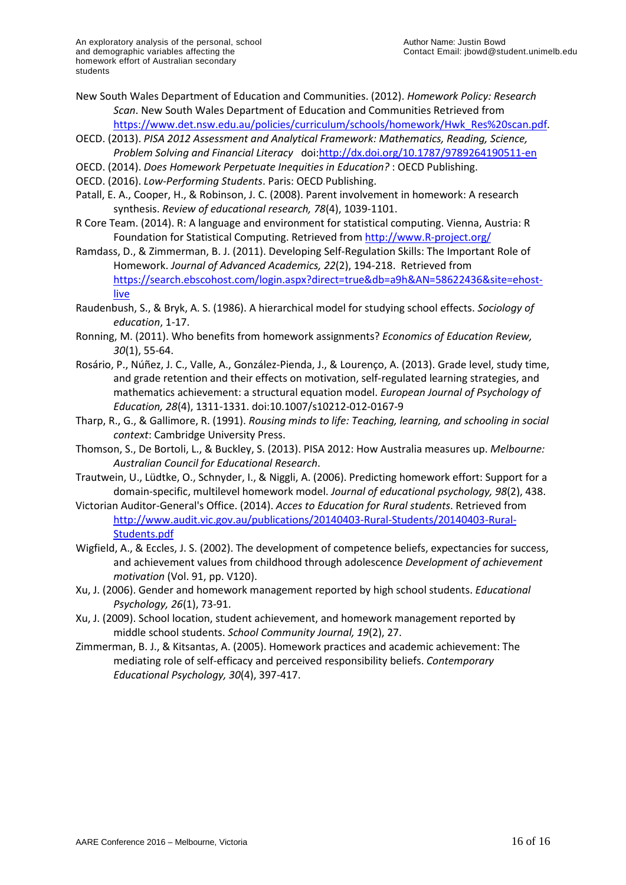New South Wales Department of Education and Communities. (2012). *Homework Policy: Research Scan*. New South Wales Department of Education and Communities Retrieved from https://www.det.nsw.edu.au/policies/curriculum/schools/homework/Hwk_Res%20scan.pdf.

OECD. (2013). *PISA 2012 Assessment and Analytical Framework: Mathematics, Reading, Science, Problem Solving and Financial Literacy* doi:http://dx.doi.org/10.1787/9789264190511-en

OECD. (2014). *Does Homework Perpetuate Inequities in Education?* : OECD Publishing.

OECD. (2016). *Low-Performing Students*. Paris: OECD Publishing.

Patall, E. A., Cooper, H., & Robinson, J. C. (2008). Parent involvement in homework: A research synthesis. *Review of educational research, 78*(4), 1039-1101.

R Core Team. (2014). R: A language and environment for statistical computing. Vienna, Austria: R Foundation for Statistical Computing. Retrieved from http://www.R-project.org/

Ramdass, D., & Zimmerman, B. J. (2011). Developing Self-Regulation Skills: The Important Role of Homework. *Journal of Advanced Academics, 22*(2), 194-218. Retrieved from https://search.ebscohost.com/login.aspx?direct=true&db=a9h&AN=58622436&site=ehost-live

Raudenbush, S., & Bryk, A. S. (1986). A hierarchical model for studying school effects. *Sociology of education*, 1-17.

Ronning, M. (2011). Who benefits from homework assignments? *Economics of Education Review, 30*(1), 55-64.

Rosário, P., Núñez, J. C., Valle, A., González-Pienda, J., & Lourenço, A. (2013). Grade level, study time, and grade retention and their effects on motivation, self-regulated learning strategies, and mathematics achievement: a structural equation model. *European Journal of Psychology of Education, 28*(4), 1311-1331. doi:10.1007/s10212-012-0167-9

Tharp, R., G., & Gallimore, R. (1991). *Rousing minds to life: Teaching, learning, and schooling in social context*: Cambridge University Press.

Thomson, S., De Bortoli, L., & Buckley, S. (2013). PISA 2012: How Australia measures up. *Melbourne: Australian Council for Educational Research*.

Trautwein, U., Lüdtke, O., Schnyder, I., & Niggli, A. (2006). Predicting homework effort: Support for a domain-specific, multilevel homework model. *Journal of educational psychology, 98*(2), 438.

Victorian Auditor-General's Office. (2014). *Acces to Education for Rural students*. Retrieved from http://www.audit.vic.gov.au/publications/20140403-Rural-Students/20140403-Rural-Students.pdf

Wigfield, A., & Eccles, J. S. (2002). The development of competence beliefs, expectancies for success, and achievement values from childhood through adolescence *Development of achievement motivation* (Vol. 91, pp. V120).

Xu, J. (2006). Gender and homework management reported by high school students. *Educational Psychology, 26*(1), 73-91.

Xu, J. (2009). School location, student achievement, and homework management reported by middle school students. *School Community Journal, 19*(2), 27.

Zimmerman, B. J., & Kitsantas, A. (2005). Homework practices and academic achievement: The mediating role of self-efficacy and perceived responsibility beliefs. *Contemporary Educational Psychology, 30*(4), 397-417.